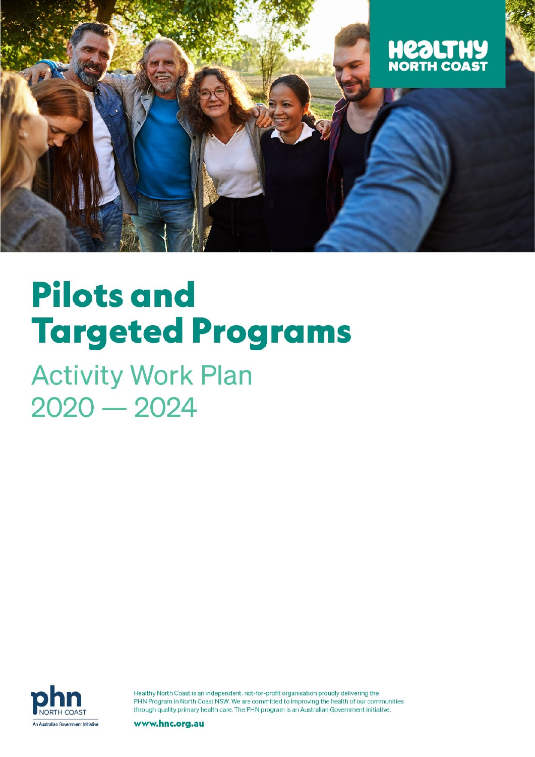HEALTHY NORTH COAST

# Pilots and Targeted Programs

## Activity Work Plan 2020 — 2024

phn NORTH COAST

An Australian Government Initiative

Healthy North Coast is an independent, not-for-profit organisation proudly delivering the PHN Program in North Coast NSW. We are committed to improving the health of our communities through quality primary health care. The PHN program is an Australian Government initiative.

www.hnc.org.au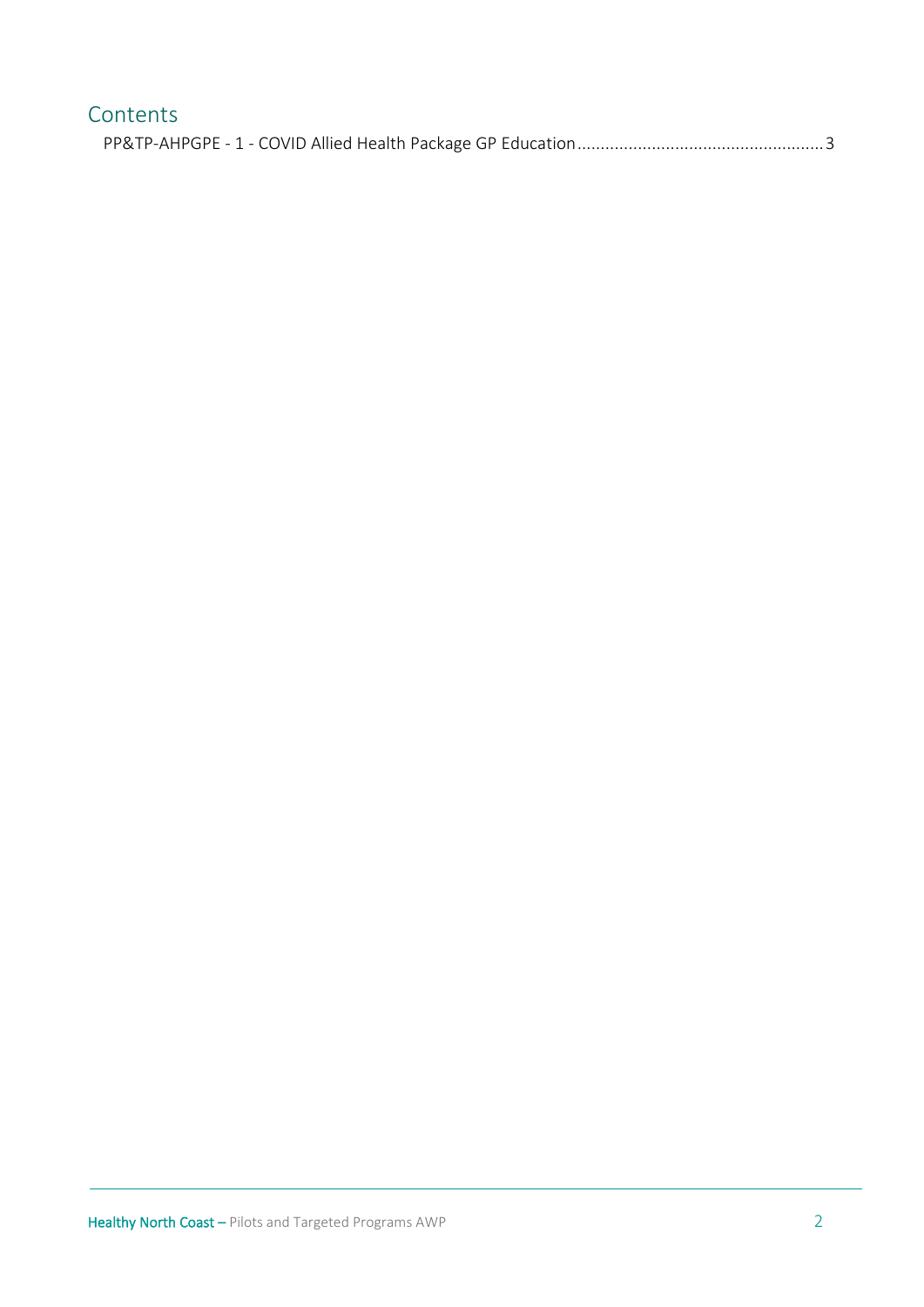# Contents

PP&TP-AHPGPE - 1 - COVID Allied Health Package GP Education....................................................3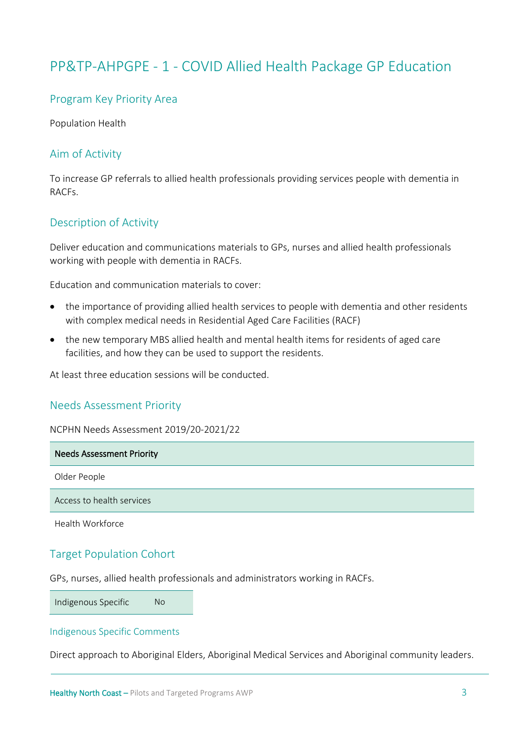# PP&TP-AHPGPE - 1 - COVID Allied Health Package GP Education

## Program Key Priority Area

Population Health

## Aim of Activity

To increase GP referrals to allied health professionals providing services people with dementia in RACFs.

## Description of Activity

Deliver education and communications materials to GPs, nurses and allied health professionals working with people with dementia in RACFs.

Education and communication materials to cover:

- the importance of providing allied health services to people with dementia and other residents with complex medical needs in Residential Aged Care Facilities (RACF)
- the new temporary MBS allied health and mental health items for residents of aged care facilities, and how they can be used to support the residents.

At least three education sessions will be conducted.

## Needs Assessment Priority

NCPHN Needs Assessment 2019/20-2021/22

| Needs Assessment Priority |
|---|
| Older People |
| Access to health services |
| Health Workforce |

## Target Population Cohort

GPs, nurses, allied health professionals and administrators working in RACFs.

| Indigenous Specific | No |
|---|---|

### Indigenous Specific Comments

Direct approach to Aboriginal Elders, Aboriginal Medical Services and Aboriginal community leaders.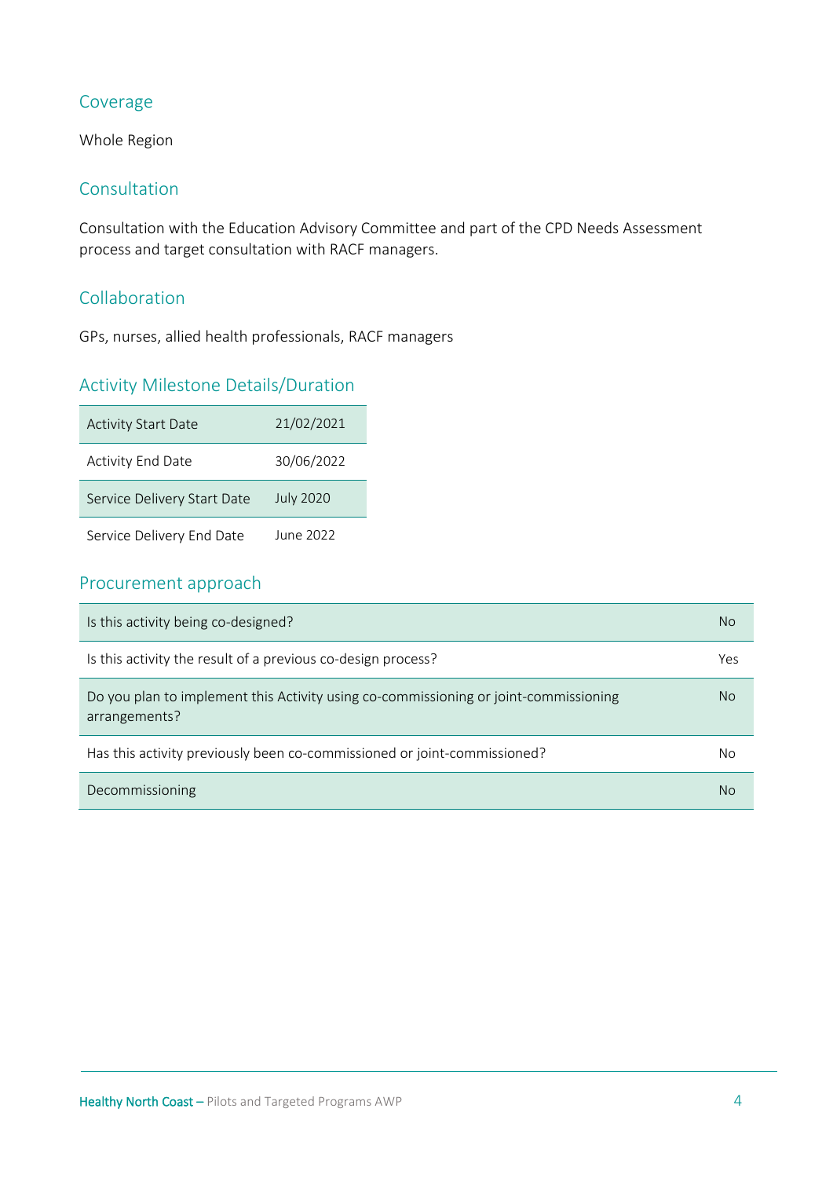## Coverage

Whole Region

## Consultation

Consultation with the Education Advisory Committee and part of the CPD Needs Assessment process and target consultation with RACF managers.

## Collaboration

GPs, nurses, allied health professionals, RACF managers

## Activity Milestone Details/Duration

| | |
|---|---|
| Activity Start Date | 21/02/2021 |
| Activity End Date | 30/06/2022 |
| Service Delivery Start Date | July 2020 |
| Service Delivery End Date | June 2022 |

## Procurement approach

| | |
|---|---|
| Is this activity being co-designed? | No |
| Is this activity the result of a previous co-design process? | Yes |
| Do you plan to implement this Activity using co-commissioning or joint-commissioning arrangements? | No |
| Has this activity previously been co-commissioned or joint-commissioned? | No |
| Decommissioning | No |